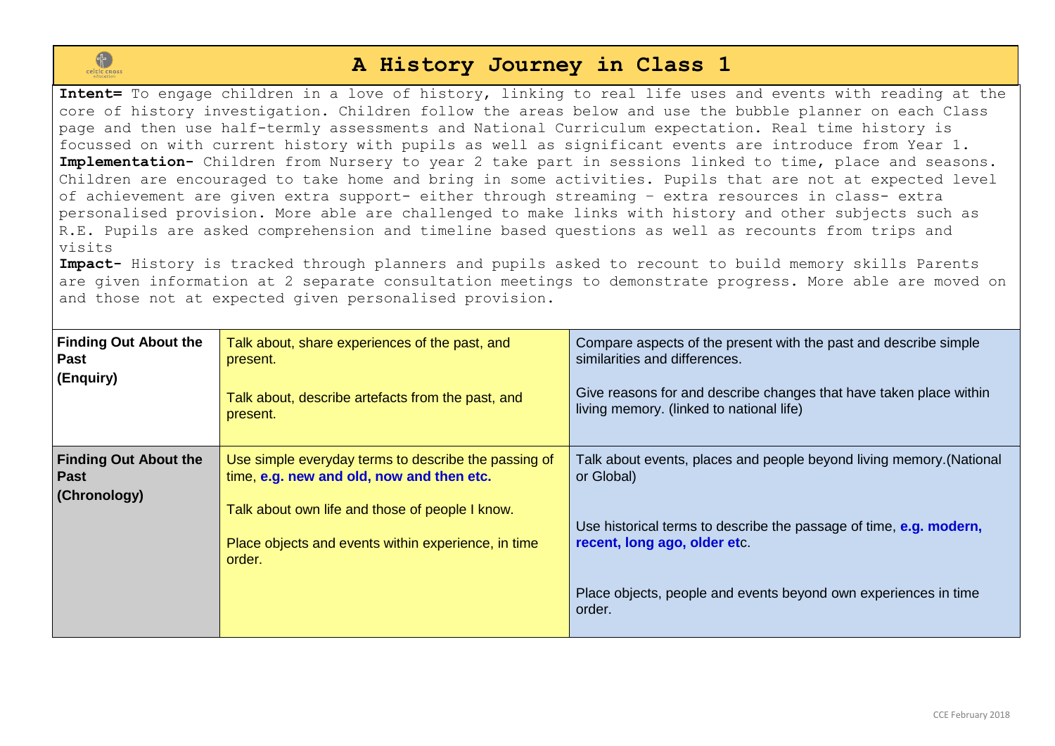# A History Journey in Class 1

**Intent=** To engage children in a love of history, linking to real life uses and events with reading at the core of history investigation. Children follow the areas below and use the bubble planner on each Class page and then use half-termly assessments and National Curriculum expectation. Real time history is focussed on with current history with pupils as well as significant events are introduce from Year 1.
**Implementation-** Children from Nursery to year 2 take part in sessions linked to time, place and seasons. Children are encouraged to take home and bring in some activities. Pupils that are not at expected level of achievement are given extra support- either through streaming – extra resources in class- extra personalised provision. More able are challenged to make links with history and other subjects such as R.E. Pupils are asked comprehension and timeline based questions as well as recounts from trips and visits
**Impact-** History is tracked through planners and pupils asked to recount to build memory skills Parents are given information at 2 separate consultation meetings to demonstrate progress. More able are moved on and those not at expected given personalised provision.

| | | |
|---|---|---|
| **Finding Out About the Past (Enquiry)** | Talk about, share experiences of the past, and present.<br><br>Talk about, describe artefacts from the past, and present. | Compare aspects of the present with the past and describe simple similarities and differences.<br><br>Give reasons for and describe changes that have taken place within living memory. (linked to national life) |
| **Finding Out About the Past (Chronology)** | Use simple everyday terms to describe the passing of time, **e.g. new and old, now and then etc.**<br><br>Talk about own life and those of people I know.<br><br>Place objects and events within experience, in time order. | Talk about events, places and people beyond living memory.(National or Global)<br><br>Use historical terms to describe the passage of time, **e.g. modern, recent, long ago, older et**c.<br><br>Place objects, people and events beyond own experiences in time order. |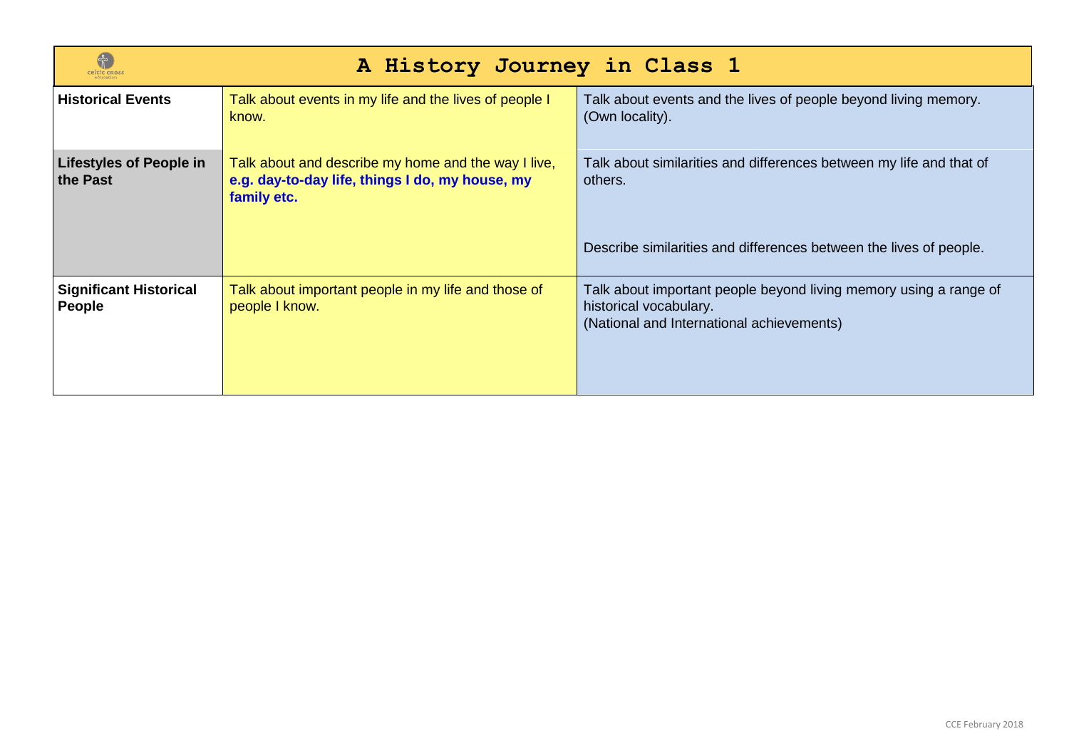# A History Journey in Class 1

| | | |
|---|---|---|
| **Historical Events** | Talk about events in my life and the lives of people I know. | Talk about events and the lives of people beyond living memory. (Own locality). |
| **Lifestyles of People in the Past** | Talk about and describe my home and the way I live, **e.g. day-to-day life, things I do, my house, my family etc.** | Talk about similarities and differences between my life and that of others.<br><br>Describe similarities and differences between the lives of people. |
| **Significant Historical People** | Talk about important people in my life and those of people I know. | Talk about important people beyond living memory using a range of historical vocabulary.<br>(National and International achievements) |

CCE February 2018